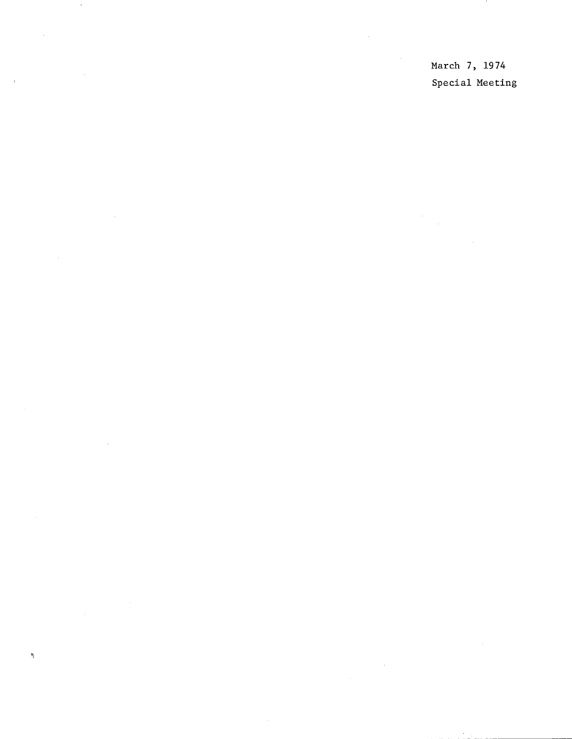March 7, 1974

Special Meeting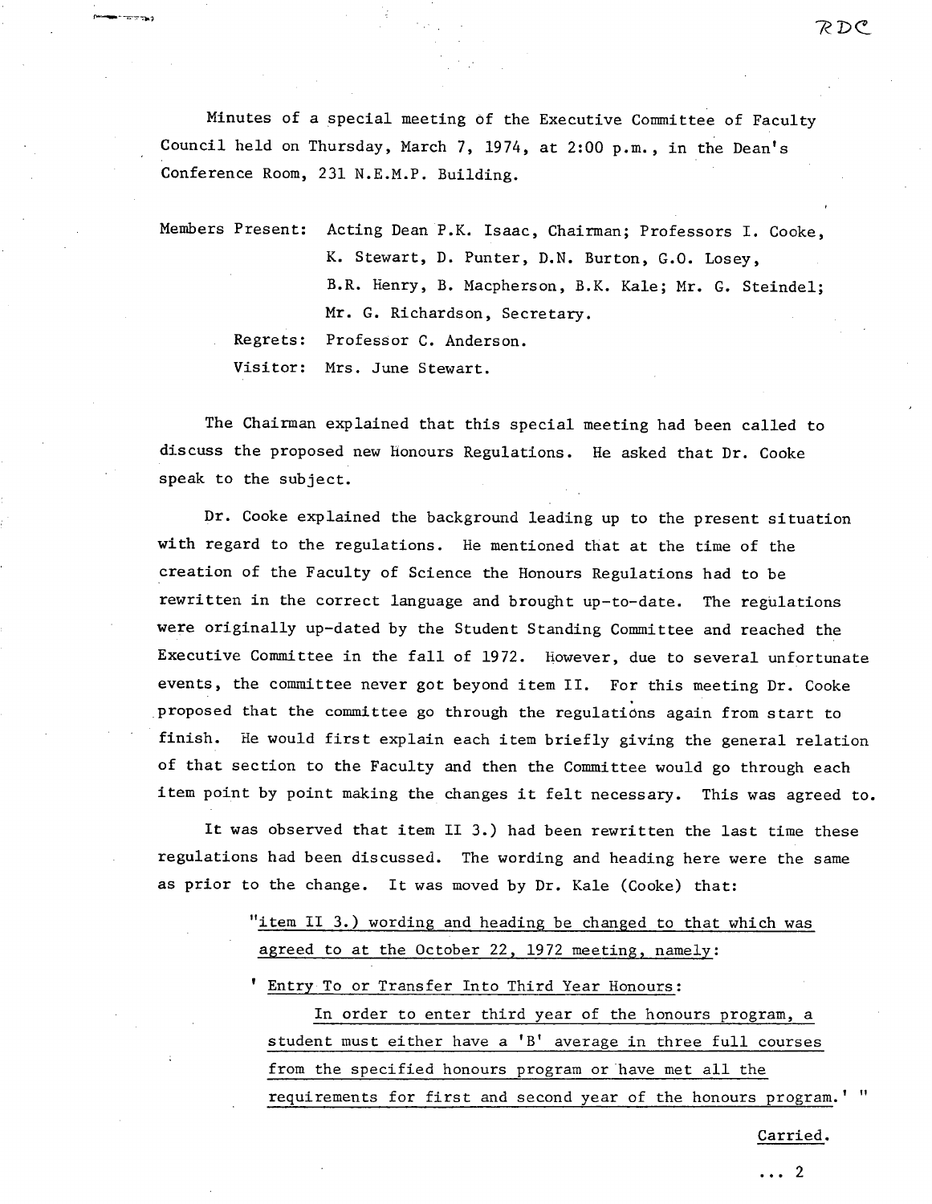RDC

Minutes of a special meeting of the Executive Committee of Faculty Council held on Thursday, March 7, 1974, at 2:00 p.m., in the Dean's Conference Room, 231 N.E.M.P. Building.

Members Present: Acting Dean P.K. Isaac, Chairman; Professors I. Cooke, K. Stewart, D. Punter, D.N. Burton, G.O. Losey, B.R. Henry, B. Macpherson, B.K. Kale; Mr. G. Steindel; Mr. G. Richardson, Secretary.

Regrets: Professor C. Anderson.

Visitor: Mrs. June Stewart.

The Chairman explained that this special meeting had been called to discuss the proposed new Honours Regulations. He asked that Dr. Cooke speak to the subject.

Dr. Cooke explained the background leading up to the present situation with regard to the regulations. He mentioned that at the time of the creation of the Faculty of Science the Honours Regulations had to be rewritten in the correct language and brought up-to-date. The regulations were originally up-dated by the Student Standing Committee and reached the Executive Committee in the fall of 1972. However, due to several unfortunate events, the committee never got beyond item II. For this meeting Dr. Cooke proposed that the committee go through the regulations again from start to finish. He would first explain each item briefly giving the general relation of that section to the Faculty and then the Committee would go through each item point by point making the changes it felt necessary. This was agreed to.

It was observed that item II 3.) had been rewritten the last time these regulations had been discussed. The wording and heading here were the same as prior to the change. It was moved by Dr. Kale (Cooke) that:

> "<u>item II 3.) wording and heading be changed to that which was agreed to at the October 22, 1972 meeting, namely:</u>
>
> ' <u>Entry To or Transfer Into Third Year Honours:</u>
>
> <u>In order to enter third year of the honours program, a student must either have a 'B' average in three full courses from the specified honours program or have met all the requirements for first and second year of the honours program.</u>' "

<u>Carried.</u>

... 2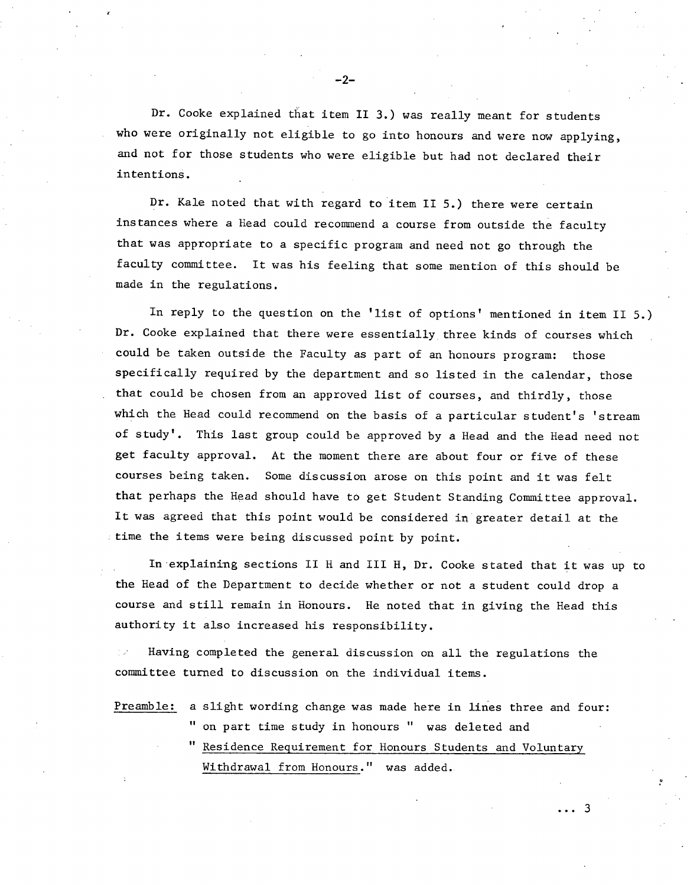Dr. Cooke explained that item II 3.) was really meant for students who were originally not eligible to go into honours and were now applying, and not for those students who were eligible but had not declared their intentions.

Dr. Kale noted that with regard to item II 5.) there were certain instances where a Head could recommend a course from outside the faculty that was appropriate to a specific program and need not go through the faculty committee. It was his feeling that some mention of this should be made in the regulations.

In reply to the question on the 'list of options' mentioned in item II 5.) Dr. Cooke explained that there were essentially three kinds of courses which could be taken outside the Faculty as part of an honours program: those specifically required by the department and so listed in the calendar, those that could be chosen from an approved list of courses, and thirdly, those which the Head could recommend on the basis of a particular student's 'stream of study'. This last group could be approved by a Head and the Head need not get faculty approval. At the moment there are about four or five of these courses being taken. Some discussion arose on this point and it was felt that perhaps the Head should have to get Student Standing Committee approval. It was agreed that this point would be considered in greater detail at the time the items were being discussed point by point.

In explaining sections II H and III H, Dr. Cooke stated that it was up to the Head of the Department to decide whether or not a student could drop a course and still remain in Honours. He noted that in giving the Head this authority it also increased his responsibility.

Having completed the general discussion on all the regulations the committee turned to discussion on the individual items.

<u>Preamble:</u> a slight wording change was made here in lines three and four: " on part time study in honours " was deleted and " <u>Residence Requirement for Honours Students and Voluntary Withdrawal from Honours</u>." was added.

... 3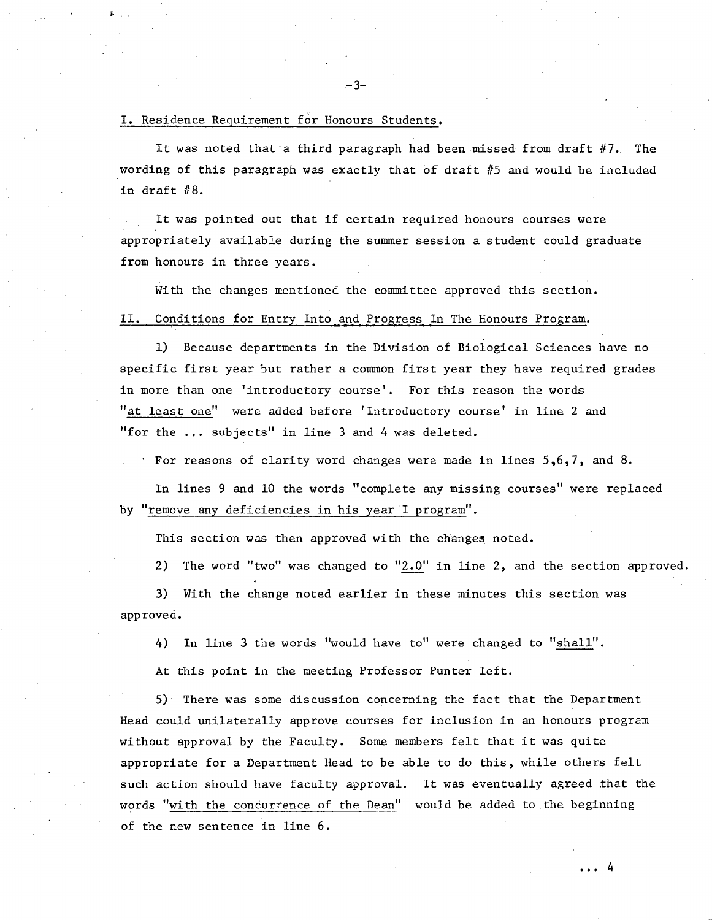I. <u>Residence Requirement for Honours Students</u>.

It was noted that a third paragraph had been missed from draft #7. The wording of this paragraph was exactly that of draft #5 and would be included in draft #8.

It was pointed out that if certain required honours courses were appropriately available during the summer session a student could graduate from honours in three years.

With the changes mentioned the committee approved this section.

II. <u>Conditions for Entry Into and Progress In The Honours Program</u>.

1) Because departments in the Division of Biological Sciences have no specific first year but rather a common first year they have required grades in more than one 'introductory course'. For this reason the words "<u>at least one</u>" were added before 'Introductory course' in line 2 and "for the ... subjects" in line 3 and 4 was deleted.

For reasons of clarity word changes were made in lines 5,6,7, and 8.

In lines 9 and 10 the words "complete any missing courses" were replaced by "<u>remove any deficiencies in his year I program</u>".

This section was then approved with the changes noted.

2) The word "two" was changed to "<u>2.0</u>" in line 2, and the section approved.

3) With the change noted earlier in these minutes this section was approved.

4) In line 3 the words "would have to" were changed to "<u>shall</u>".

At this point in the meeting Professor Punter left.

5) There was some discussion concerning the fact that the Department Head could unilaterally approve courses for inclusion in an honours program without approval by the Faculty. Some members felt that it was quite appropriate for a Department Head to be able to do this, while others felt such action should have faculty approval. It was eventually agreed that the words "<u>with the concurrence of the Dean</u>" would be added to the beginning of the new sentence in line 6.

... 4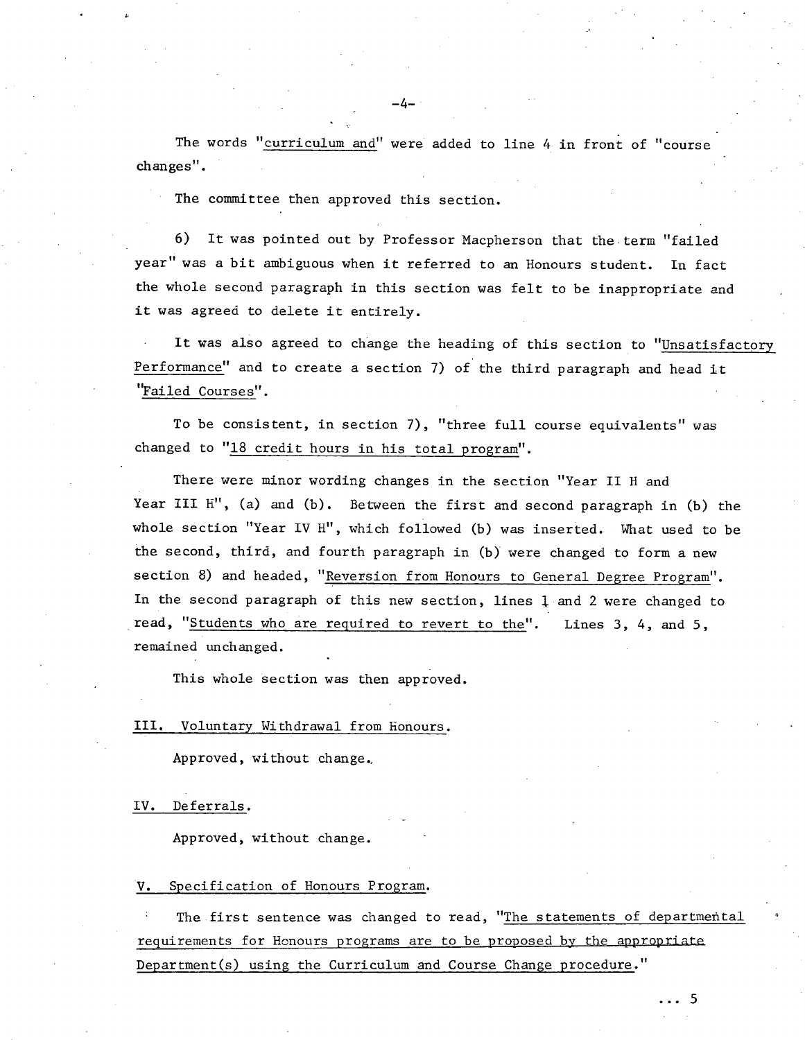The words "curriculum and" were added to line 4 in front of "course changes".

The committee then approved this section.

6) It was pointed out by Professor Macpherson that the term "failed year" was a bit ambiguous when it referred to an Honours student. In fact the whole second paragraph in this section was felt to be inappropriate and it was agreed to delete it entirely.

It was also agreed to change the heading of this section to "Unsatisfactory Performance" and to create a section 7) of the third paragraph and head it "Failed Courses".

To be consistent, in section 7), "three full course equivalents" was changed to "18 credit hours in his total program".

There were minor wording changes in the section "Year II H and Year III H", (a) and (b). Between the first and second paragraph in (b) the whole section "Year IV H", which followed (b) was inserted. What used to be the second, third, and fourth paragraph in (b) were changed to form a new section 8) and headed, "Reversion from Honours to General Degree Program". In the second paragraph of this new section, lines 1 and 2 were changed to read, "Students who are required to revert to the". Lines 3, 4, and 5, remained unchanged.

This whole section was then approved.

## III. Voluntary Withdrawal from Honours.

Approved, without change.

## IV. Deferrals.

Approved, without change.

## V. Specification of Honours Program.

The first sentence was changed to read, "The statements of departmental requirements for Honours programs are to be proposed by the appropriate Department(s) using the Curriculum and Course Change procedure."

... 5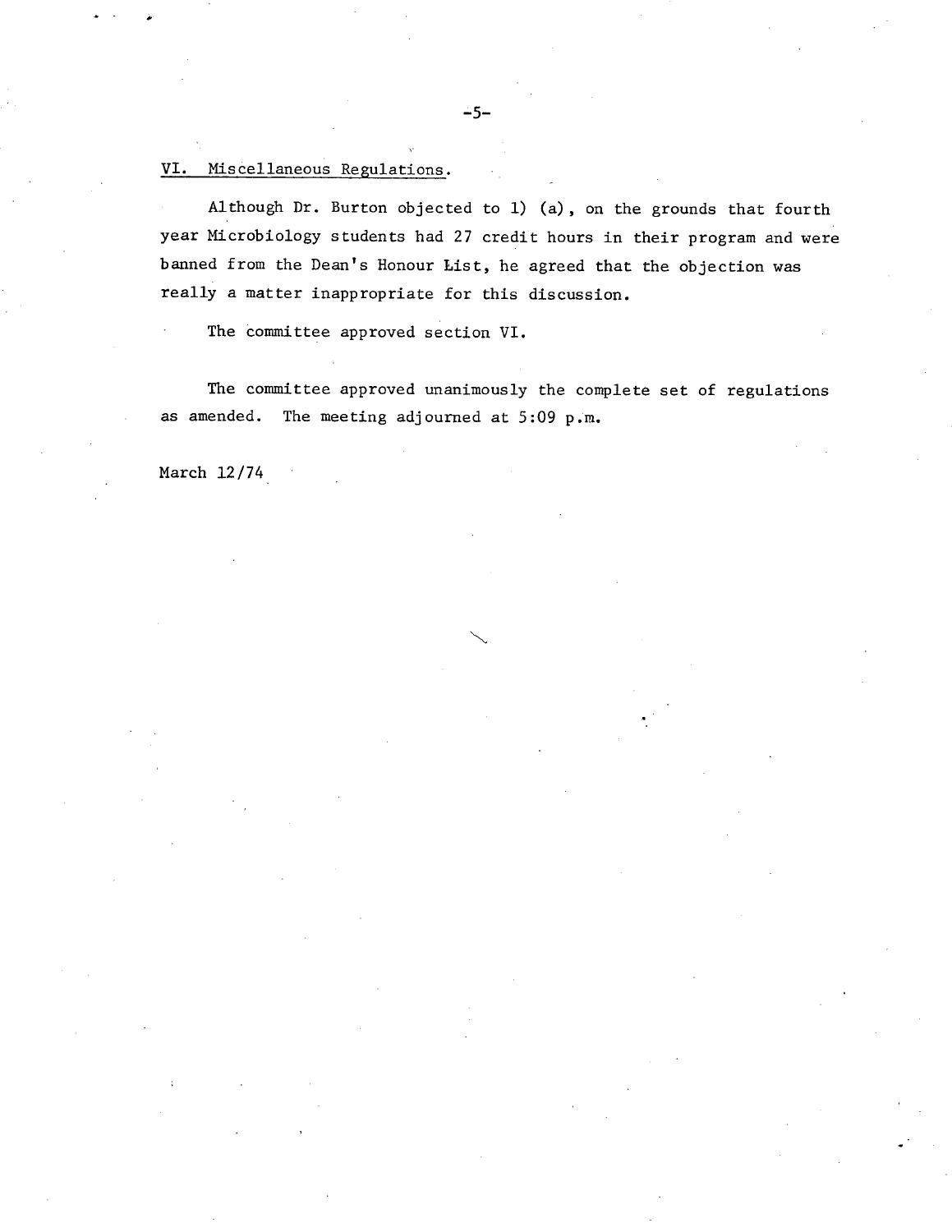VI. Miscellaneous Regulations.

Although Dr. Burton objected to 1) (a), on the grounds that fourth year Microbiology students had 27 credit hours in their program and were banned from the Dean's Honour List, he agreed that the objection was really a matter inappropriate for this discussion.

The committee approved section VI.

The committee approved unanimously the complete set of regulations as amended. The meeting adjourned at 5:09 p.m.

March 12/74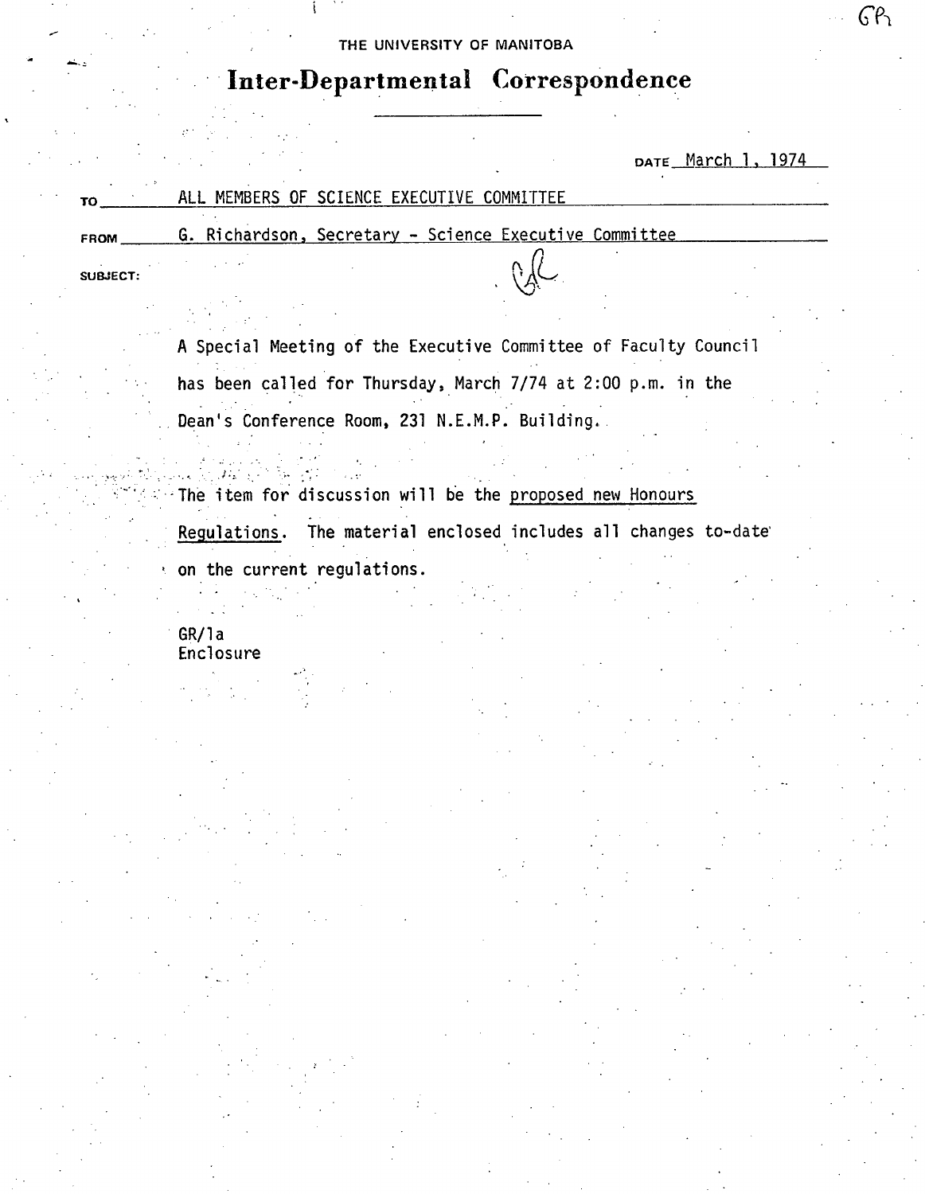THE UNIVERSITY OF MANITOBA

# Inter-Departmental Correspondence

DATE March 1, 1974

TO ALL MEMBERS OF SCIENCE EXECUTIVE COMMITTEE

FROM G. Richardson, Secretary - Science Executive Committee

SUBJECT:

A Special Meeting of the Executive Committee of Faculty Council has been called for Thursday, March 7/74 at 2:00 p.m. in the Dean's Conference Room, 231 N.E.M.P. Building.

The item for discussion will be the proposed new Honours Regulations. The material enclosed includes all changes to-date on the current regulations.

GR/la
Enclosure